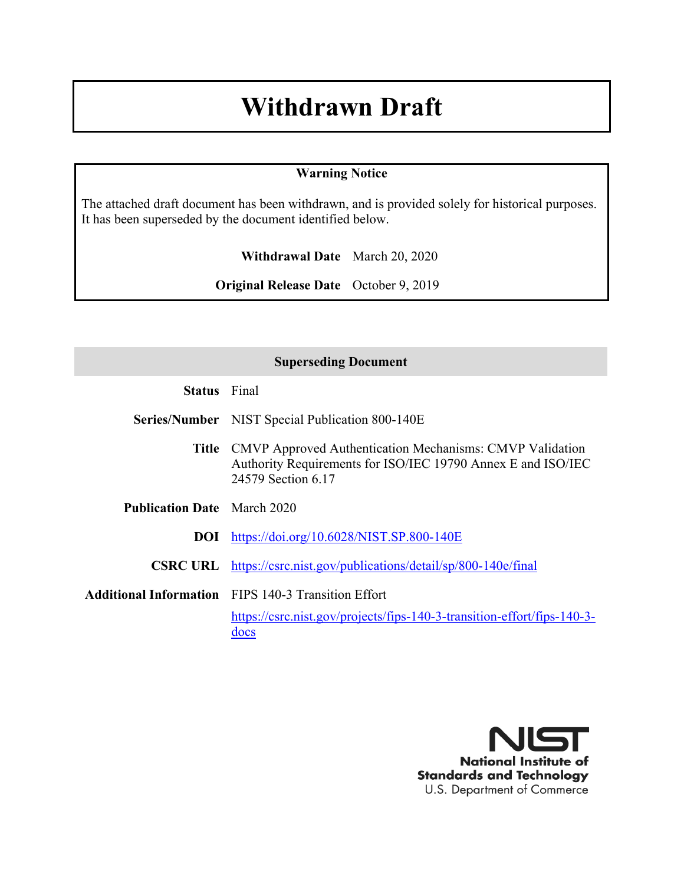# Withdrawn Draft

**Warning Notice**

The attached draft document has been withdrawn, and is provided solely for historical purposes. It has been superseded by the document identified below.

**Withdrawal Date** March 20, 2020

**Original Release Date** October 9, 2019

| **Superseding Document** | |
|---|---|
| **Status** | Final |
| **Series/Number** | NIST Special Publication 800-140E |
| **Title** | CMVP Approved Authentication Mechanisms: CMVP Validation Authority Requirements for ISO/IEC 19790 Annex E and ISO/IEC 24579 Section 6.17 |
| **Publication Date** | March 2020 |
| **DOI** | https://doi.org/10.6028/NIST.SP.800-140E |
| **CSRC URL** | https://csrc.nist.gov/publications/detail/sp/800-140e/final |
| **Additional Information** | FIPS 140-3 Transition Effort<br>https://csrc.nist.gov/projects/fips-140-3-transition-effort/fips-140-3-docs |

**National Institute of Standards and Technology**
U.S. Department of Commerce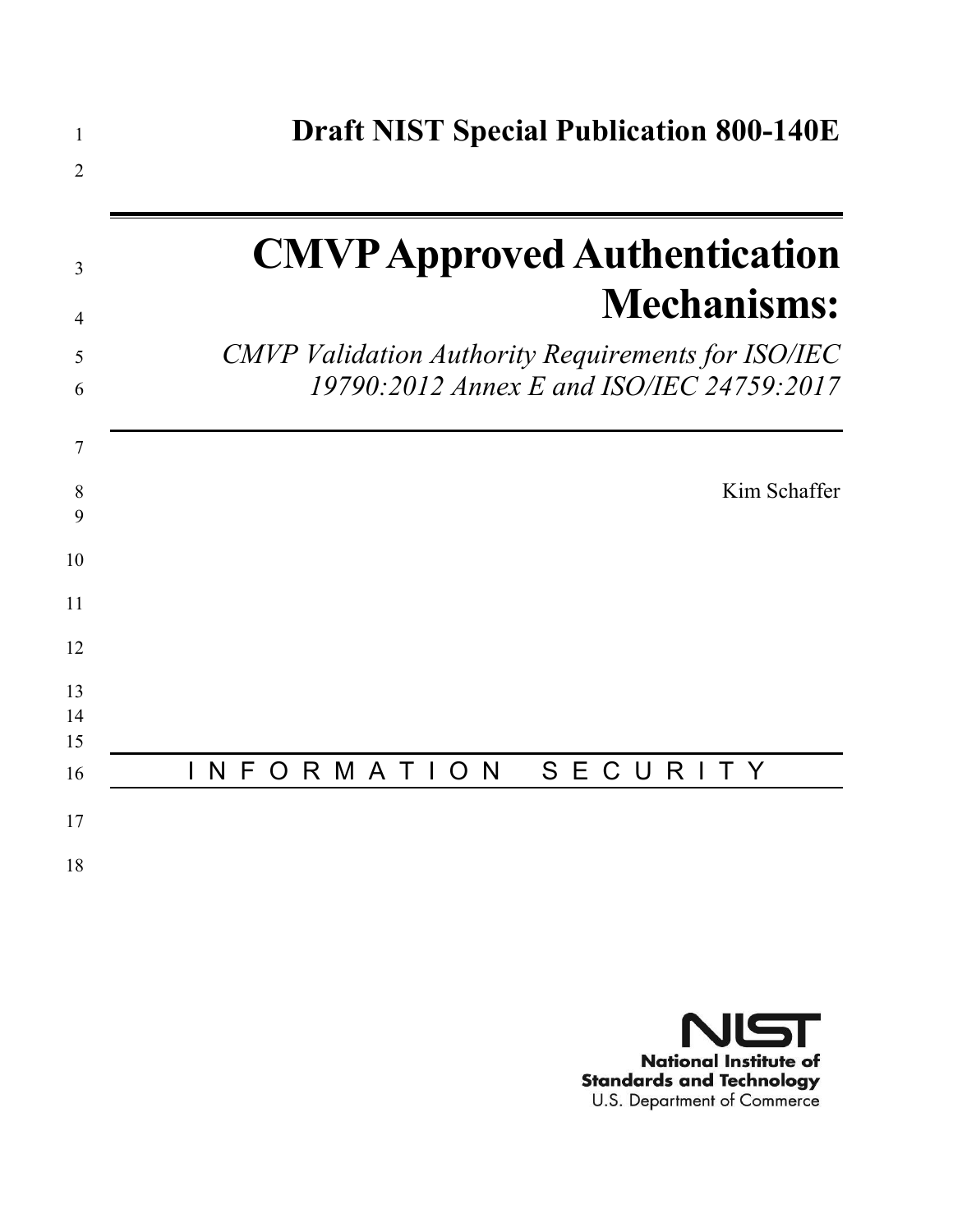# Draft NIST Special Publication 800-140E

# CMVP Approved Authentication Mechanisms:

*CMVP Validation Authority Requirements for ISO/IEC 19790:2012 Annex E and ISO/IEC 24759:2017*

Kim Schaffer

INFORMATION SECURITY

National Institute of Standards and Technology
U.S. Department of Commerce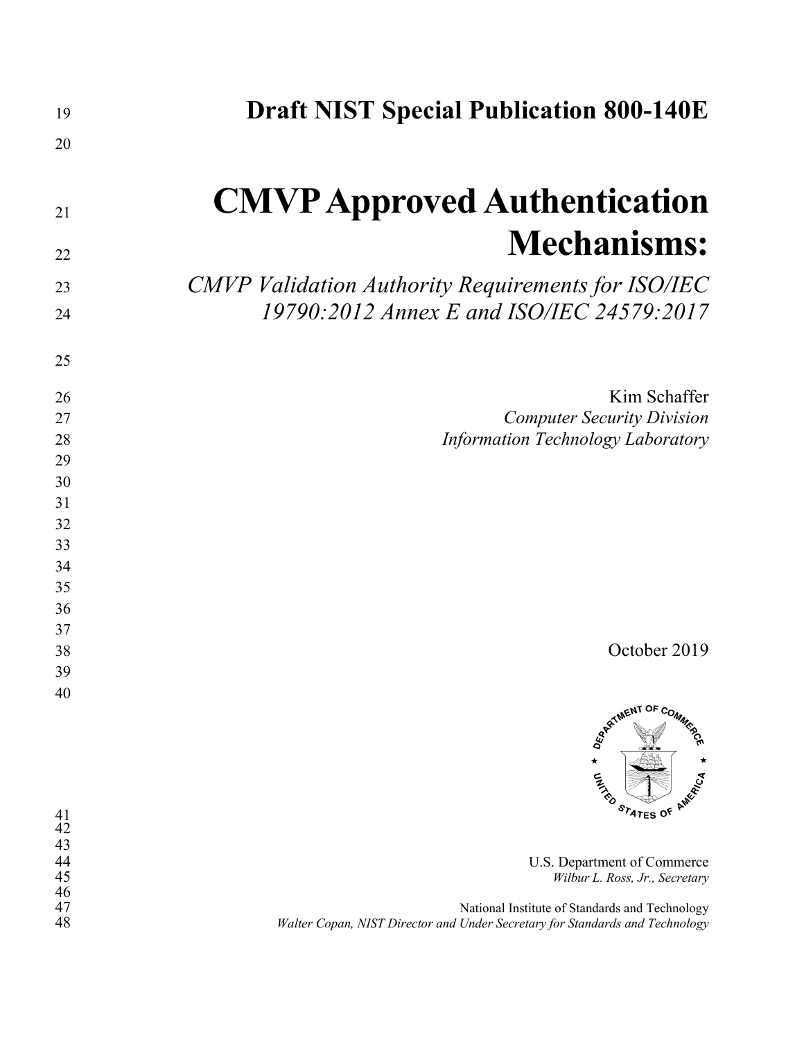# Draft NIST Special Publication 800-140E

# CMVP Approved Authentication Mechanisms:

*CMVP Validation Authority Requirements for ISO/IEC 19790:2012 Annex E and ISO/IEC 24579:2017*

Kim Schaffer
*Computer Security Division*
*Information Technology Laboratory*

October 2019

U.S. Department of Commerce
*Wilbur L. Ross, Jr., Secretary*

National Institute of Standards and Technology
*Walter Copan, NIST Director and Under Secretary for Standards and Technology*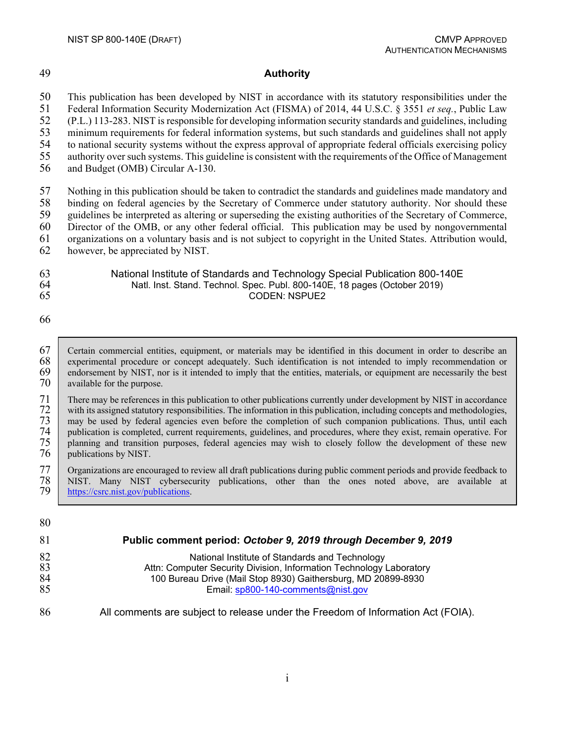## Authority

This publication has been developed by NIST in accordance with its statutory responsibilities under the Federal Information Security Modernization Act (FISMA) of 2014, 44 U.S.C. § 3551 *et seq.*, Public Law (P.L.) 113-283. NIST is responsible for developing information security standards and guidelines, including minimum requirements for federal information systems, but such standards and guidelines shall not apply to national security systems without the express approval of appropriate federal officials exercising policy authority over such systems. This guideline is consistent with the requirements of the Office of Management and Budget (OMB) Circular A-130.

Nothing in this publication should be taken to contradict the standards and guidelines made mandatory and binding on federal agencies by the Secretary of Commerce under statutory authority. Nor should these guidelines be interpreted as altering or superseding the existing authorities of the Secretary of Commerce, Director of the OMB, or any other federal official. This publication may be used by nongovernmental organizations on a voluntary basis and is not subject to copyright in the United States. Attribution would, however, be appreciated by NIST.

National Institute of Standards and Technology Special Publication 800-140E
Natl. Inst. Stand. Technol. Spec. Publ. 800-140E, 18 pages (October 2019)
CODEN: NSPUE2

Certain commercial entities, equipment, or materials may be identified in this document in order to describe an experimental procedure or concept adequately. Such identification is not intended to imply recommendation or endorsement by NIST, nor is it intended to imply that the entities, materials, or equipment are necessarily the best available for the purpose.

There may be references in this publication to other publications currently under development by NIST in accordance with its assigned statutory responsibilities. The information in this publication, including concepts and methodologies, may be used by federal agencies even before the completion of such companion publications. Thus, until each publication is completed, current requirements, guidelines, and procedures, where they exist, remain operative. For planning and transition purposes, federal agencies may wish to closely follow the development of these new publications by NIST.

Organizations are encouraged to review all draft publications during public comment periods and provide feedback to NIST. Many NIST cybersecurity publications, other than the ones noted above, are available at https://csrc.nist.gov/publications.

**Public comment period:** ***October 9, 2019 through December 9, 2019***

National Institute of Standards and Technology
Attn: Computer Security Division, Information Technology Laboratory
100 Bureau Drive (Mail Stop 8930) Gaithersburg, MD 20899-8930
Email: sp800-140-comments@nist.gov

All comments are subject to release under the Freedom of Information Act (FOIA).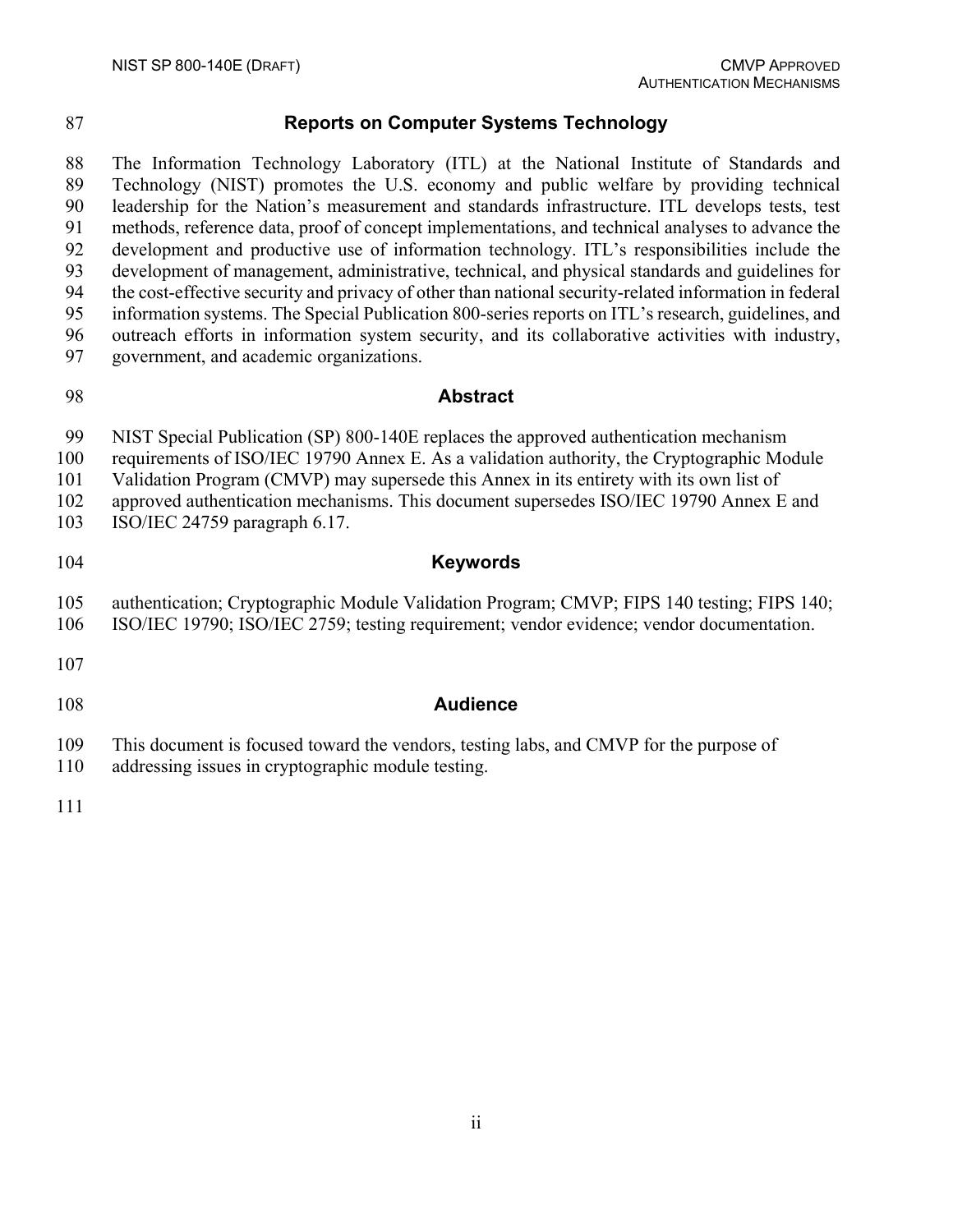## Reports on Computer Systems Technology

The Information Technology Laboratory (ITL) at the National Institute of Standards and Technology (NIST) promotes the U.S. economy and public welfare by providing technical leadership for the Nation's measurement and standards infrastructure. ITL develops tests, test methods, reference data, proof of concept implementations, and technical analyses to advance the development and productive use of information technology. ITL's responsibilities include the development of management, administrative, technical, and physical standards and guidelines for the cost-effective security and privacy of other than national security-related information in federal information systems. The Special Publication 800-series reports on ITL's research, guidelines, and outreach efforts in information system security, and its collaborative activities with industry, government, and academic organizations.

## Abstract

NIST Special Publication (SP) 800-140E replaces the approved authentication mechanism requirements of ISO/IEC 19790 Annex E. As a validation authority, the Cryptographic Module Validation Program (CMVP) may supersede this Annex in its entirety with its own list of approved authentication mechanisms. This document supersedes ISO/IEC 19790 Annex E and ISO/IEC 24759 paragraph 6.17.

## Keywords

authentication; Cryptographic Module Validation Program; CMVP; FIPS 140 testing; FIPS 140; ISO/IEC 19790; ISO/IEC 2759; testing requirement; vendor evidence; vendor documentation.

## Audience

This document is focused toward the vendors, testing labs, and CMVP for the purpose of addressing issues in cryptographic module testing.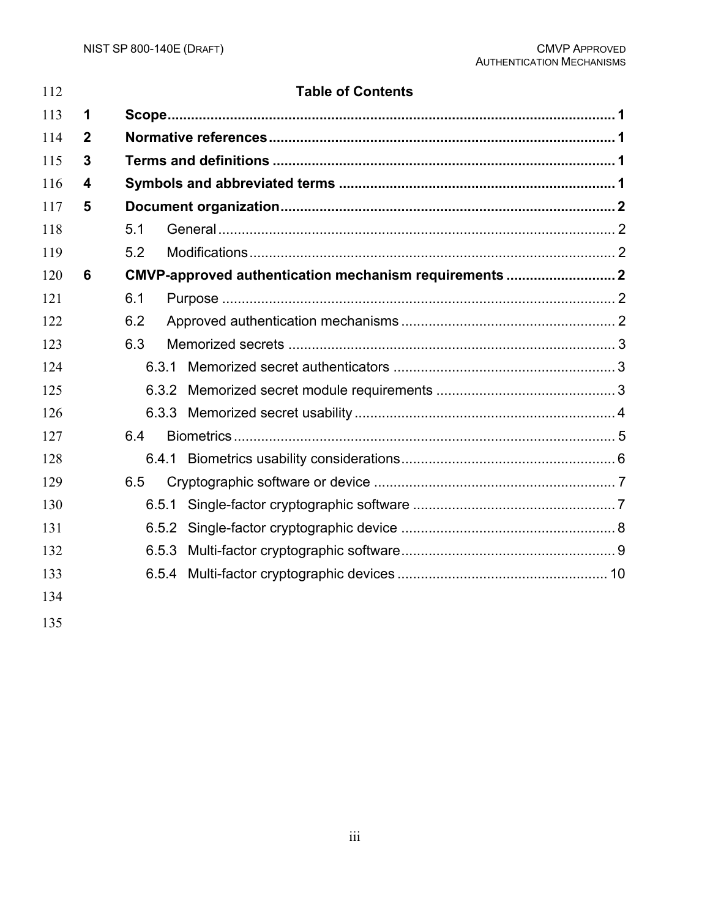## Table of Contents

**1 Scope** .......... **1**

**2 Normative references** .......... **1**

**3 Terms and definitions** .......... **1**

**4 Symbols and abbreviated terms** .......... **1**

**5 Document organization** .......... **2**

- 5.1 General .......... 2
- 5.2 Modifications .......... 2

**6 CMVP-approved authentication mechanism requirements** .......... **2**

- 6.1 Purpose .......... 2
- 6.2 Approved authentication mechanisms .......... 2
- 6.3 Memorized secrets .......... 3
  - 6.3.1 Memorized secret authenticators .......... 3
  - 6.3.2 Memorized secret module requirements .......... 3
  - 6.3.3 Memorized secret usability .......... 4
- 6.4 Biometrics .......... 5
  - 6.4.1 Biometrics usability considerations .......... 6
- 6.5 Cryptographic software or device .......... 7
  - 6.5.1 Single-factor cryptographic software .......... 7
  - 6.5.2 Single-factor cryptographic device .......... 8
  - 6.5.3 Multi-factor cryptographic software .......... 9
  - 6.5.4 Multi-factor cryptographic devices .......... 10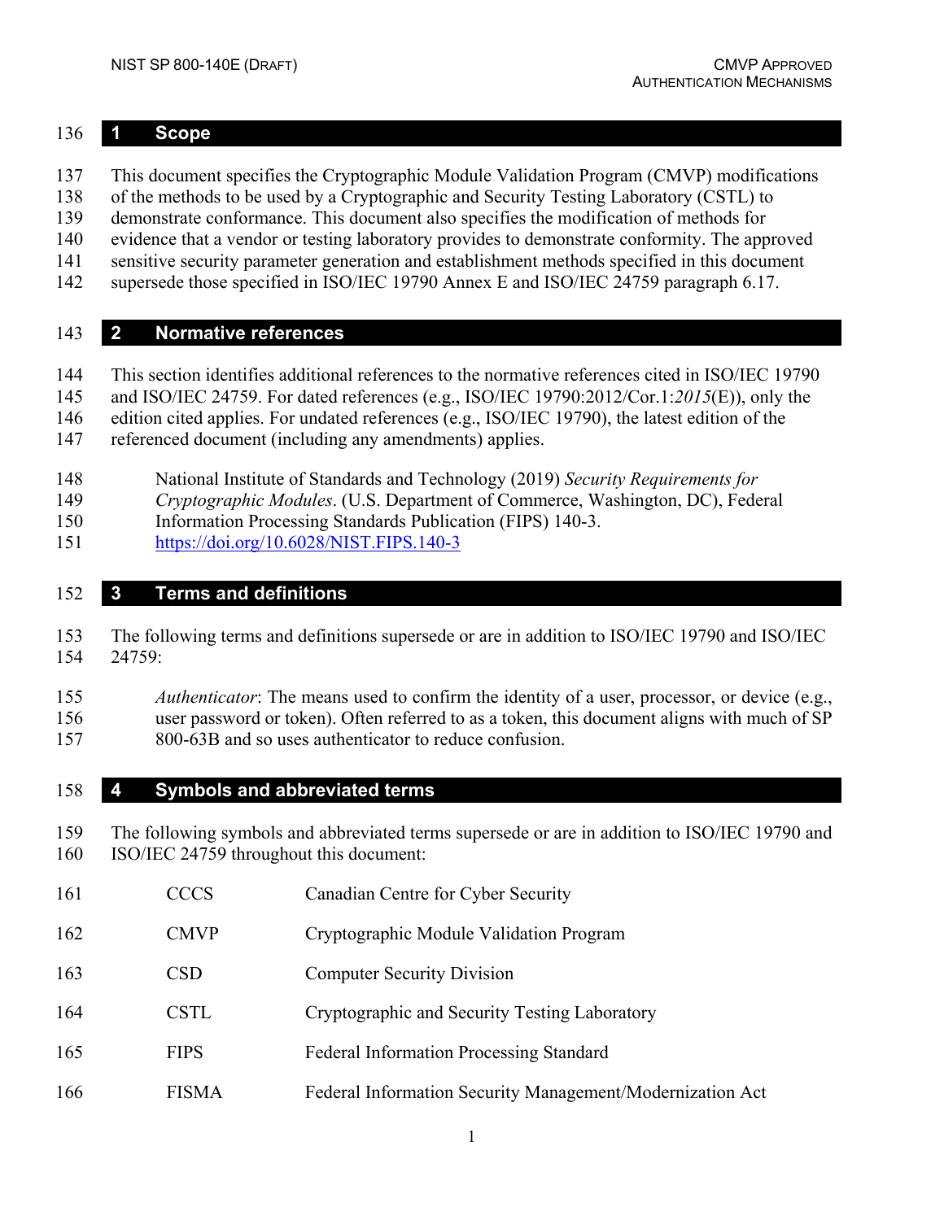# 1 Scope

This document specifies the Cryptographic Module Validation Program (CMVP) modifications of the methods to be used by a Cryptographic and Security Testing Laboratory (CSTL) to demonstrate conformance. This document also specifies the modification of methods for evidence that a vendor or testing laboratory provides to demonstrate conformity. The approved sensitive security parameter generation and establishment methods specified in this document supersede those specified in ISO/IEC 19790 Annex E and ISO/IEC 24759 paragraph 6.17.

# 2 Normative references

This section identifies additional references to the normative references cited in ISO/IEC 19790 and ISO/IEC 24759. For dated references (e.g., ISO/IEC 19790:2012/Cor.1:*2015*(E)), only the edition cited applies. For undated references (e.g., ISO/IEC 19790), the latest edition of the referenced document (including any amendments) applies.

National Institute of Standards and Technology (2019) *Security Requirements for Cryptographic Modules*. (U.S. Department of Commerce, Washington, DC), Federal Information Processing Standards Publication (FIPS) 140-3. https://doi.org/10.6028/NIST.FIPS.140-3

# 3 Terms and definitions

The following terms and definitions supersede or are in addition to ISO/IEC 19790 and ISO/IEC 24759:

*Authenticator*: The means used to confirm the identity of a user, processor, or device (e.g., user password or token). Often referred to as a token, this document aligns with much of SP 800-63B and so uses authenticator to reduce confusion.

# 4 Symbols and abbreviated terms

The following symbols and abbreviated terms supersede or are in addition to ISO/IEC 19790 and ISO/IEC 24759 throughout this document:

| | |
|---|---|
| CCCS | Canadian Centre for Cyber Security |
| CMVP | Cryptographic Module Validation Program |
| CSD | Computer Security Division |
| CSTL | Cryptographic and Security Testing Laboratory |
| FIPS | Federal Information Processing Standard |
| FISMA | Federal Information Security Management/Modernization Act |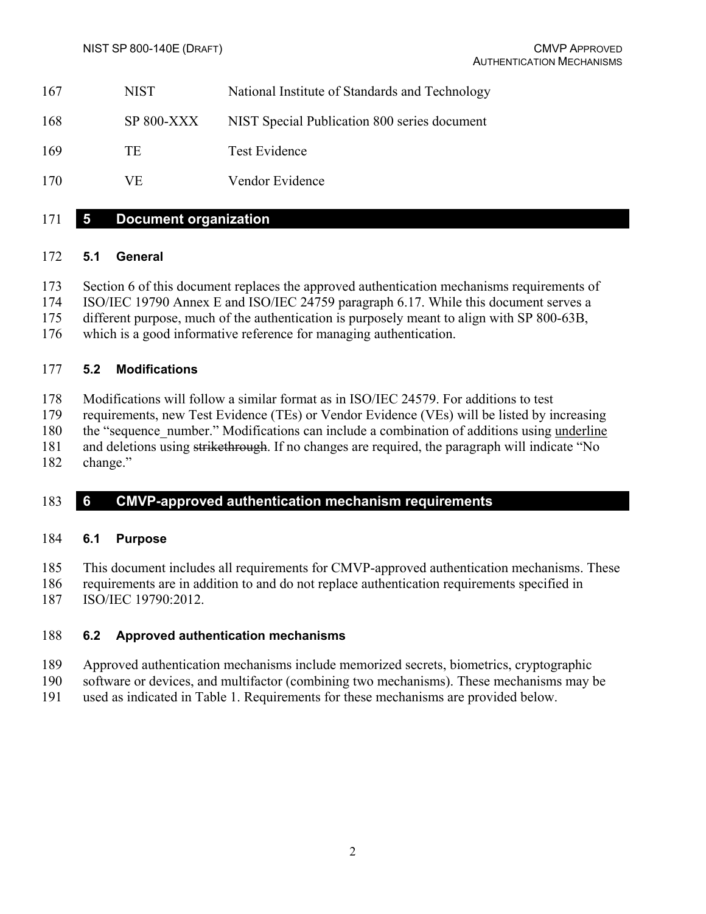NIST National Institute of Standards and Technology

SP 800-XXX NIST Special Publication 800 series document

TE Test Evidence

VE Vendor Evidence

# 5 Document organization

## 5.1 General

Section 6 of this document replaces the approved authentication mechanisms requirements of ISO/IEC 19790 Annex E and ISO/IEC 24759 paragraph 6.17. While this document serves a different purpose, much of the authentication is purposely meant to align with SP 800-63B, which is a good informative reference for managing authentication.

## 5.2 Modifications

Modifications will follow a similar format as in ISO/IEC 24579. For additions to test requirements, new Test Evidence (TEs) or Vendor Evidence (VEs) will be listed by increasing the "sequence_number." Modifications can include a combination of additions using <u>underline</u> and deletions using ~~strikethrough~~. If no changes are required, the paragraph will indicate "No change."

# 6 CMVP-approved authentication mechanism requirements

## 6.1 Purpose

This document includes all requirements for CMVP-approved authentication mechanisms. These requirements are in addition to and do not replace authentication requirements specified in ISO/IEC 19790:2012.

## 6.2 Approved authentication mechanisms

Approved authentication mechanisms include memorized secrets, biometrics, cryptographic software or devices, and multifactor (combining two mechanisms). These mechanisms may be used as indicated in Table 1. Requirements for these mechanisms are provided below.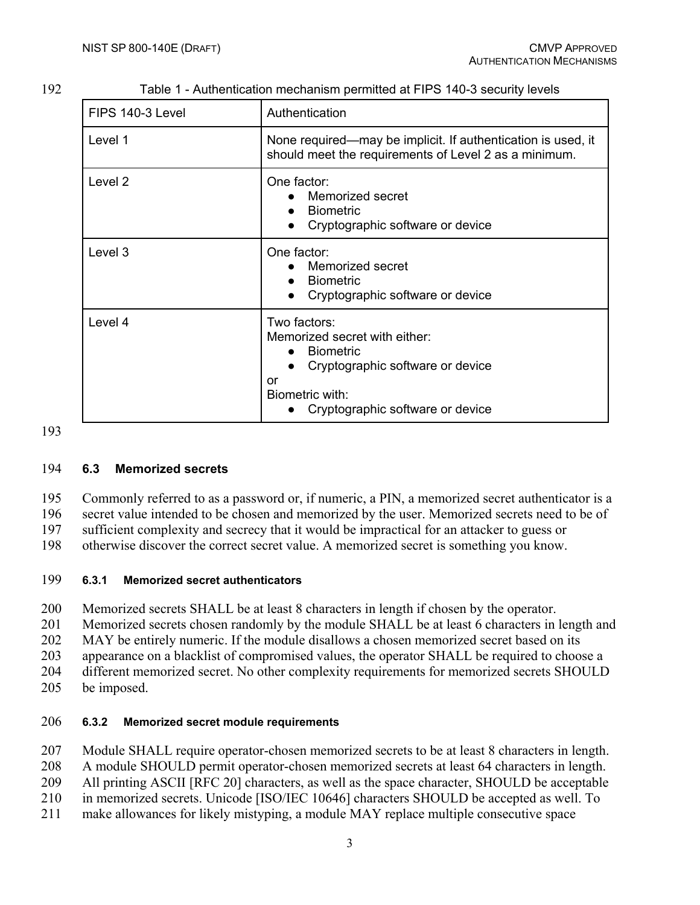Table 1 - Authentication mechanism permitted at FIPS 140-3 security levels

| FIPS 140-3 Level | Authentication |
| --- | --- |
| Level 1 | None required—may be implicit. If authentication is used, it should meet the requirements of Level 2 as a minimum. |
| Level 2 | One factor:<br>● Memorized secret<br>● Biometric<br>● Cryptographic software or device |
| Level 3 | One factor:<br>● Memorized secret<br>● Biometric<br>● Cryptographic software or device |
| Level 4 | Two factors:<br>Memorized secret with either:<br>● Biometric<br>● Cryptographic software or device<br>or<br>Biometric with:<br>● Cryptographic software or device |

### 6.3 Memorized secrets

Commonly referred to as a password or, if numeric, a PIN, a memorized secret authenticator is a secret value intended to be chosen and memorized by the user. Memorized secrets need to be of sufficient complexity and secrecy that it would be impractical for an attacker to guess or otherwise discover the correct secret value. A memorized secret is something you know.

#### 6.3.1 Memorized secret authenticators

Memorized secrets SHALL be at least 8 characters in length if chosen by the operator. Memorized secrets chosen randomly by the module SHALL be at least 6 characters in length and MAY be entirely numeric. If the module disallows a chosen memorized secret based on its appearance on a blacklist of compromised values, the operator SHALL be required to choose a different memorized secret. No other complexity requirements for memorized secrets SHOULD be imposed.

#### 6.3.2 Memorized secret module requirements

Module SHALL require operator-chosen memorized secrets to be at least 8 characters in length. A module SHOULD permit operator-chosen memorized secrets at least 64 characters in length. All printing ASCII [RFC 20] characters, as well as the space character, SHOULD be acceptable in memorized secrets. Unicode [ISO/IEC 10646] characters SHOULD be accepted as well. To make allowances for likely mistyping, a module MAY replace multiple consecutive space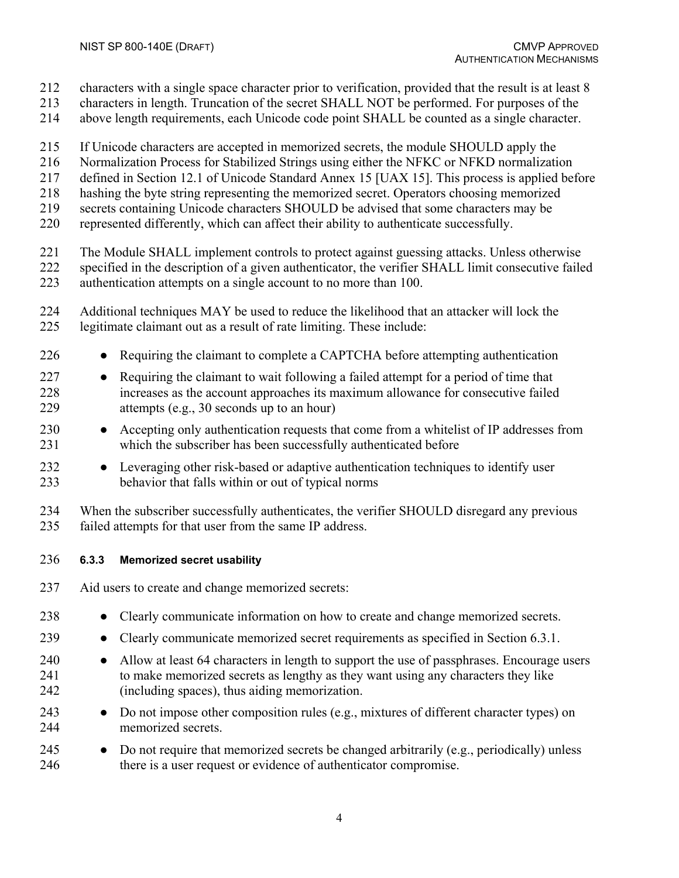characters with a single space character prior to verification, provided that the result is at least 8 characters in length. Truncation of the secret SHALL NOT be performed. For purposes of the above length requirements, each Unicode code point SHALL be counted as a single character.

If Unicode characters are accepted in memorized secrets, the module SHOULD apply the Normalization Process for Stabilized Strings using either the NFKC or NFKD normalization defined in Section 12.1 of Unicode Standard Annex 15 [UAX 15]. This process is applied before hashing the byte string representing the memorized secret. Operators choosing memorized secrets containing Unicode characters SHOULD be advised that some characters may be represented differently, which can affect their ability to authenticate successfully.

The Module SHALL implement controls to protect against guessing attacks. Unless otherwise specified in the description of a given authenticator, the verifier SHALL limit consecutive failed authentication attempts on a single account to no more than 100.

Additional techniques MAY be used to reduce the likelihood that an attacker will lock the legitimate claimant out as a result of rate limiting. These include:

- Requiring the claimant to complete a CAPTCHA before attempting authentication
- Requiring the claimant to wait following a failed attempt for a period of time that increases as the account approaches its maximum allowance for consecutive failed attempts (e.g., 30 seconds up to an hour)
- Accepting only authentication requests that come from a whitelist of IP addresses from which the subscriber has been successfully authenticated before
- Leveraging other risk-based or adaptive authentication techniques to identify user behavior that falls within or out of typical norms

When the subscriber successfully authenticates, the verifier SHOULD disregard any previous failed attempts for that user from the same IP address.

#### 6.3.3 Memorized secret usability

Aid users to create and change memorized secrets:

- Clearly communicate information on how to create and change memorized secrets.
- Clearly communicate memorized secret requirements as specified in Section 6.3.1.
- Allow at least 64 characters in length to support the use of passphrases. Encourage users to make memorized secrets as lengthy as they want using any characters they like (including spaces), thus aiding memorization.
- Do not impose other composition rules (e.g., mixtures of different character types) on memorized secrets.
- Do not require that memorized secrets be changed arbitrarily (e.g., periodically) unless there is a user request or evidence of authenticator compromise.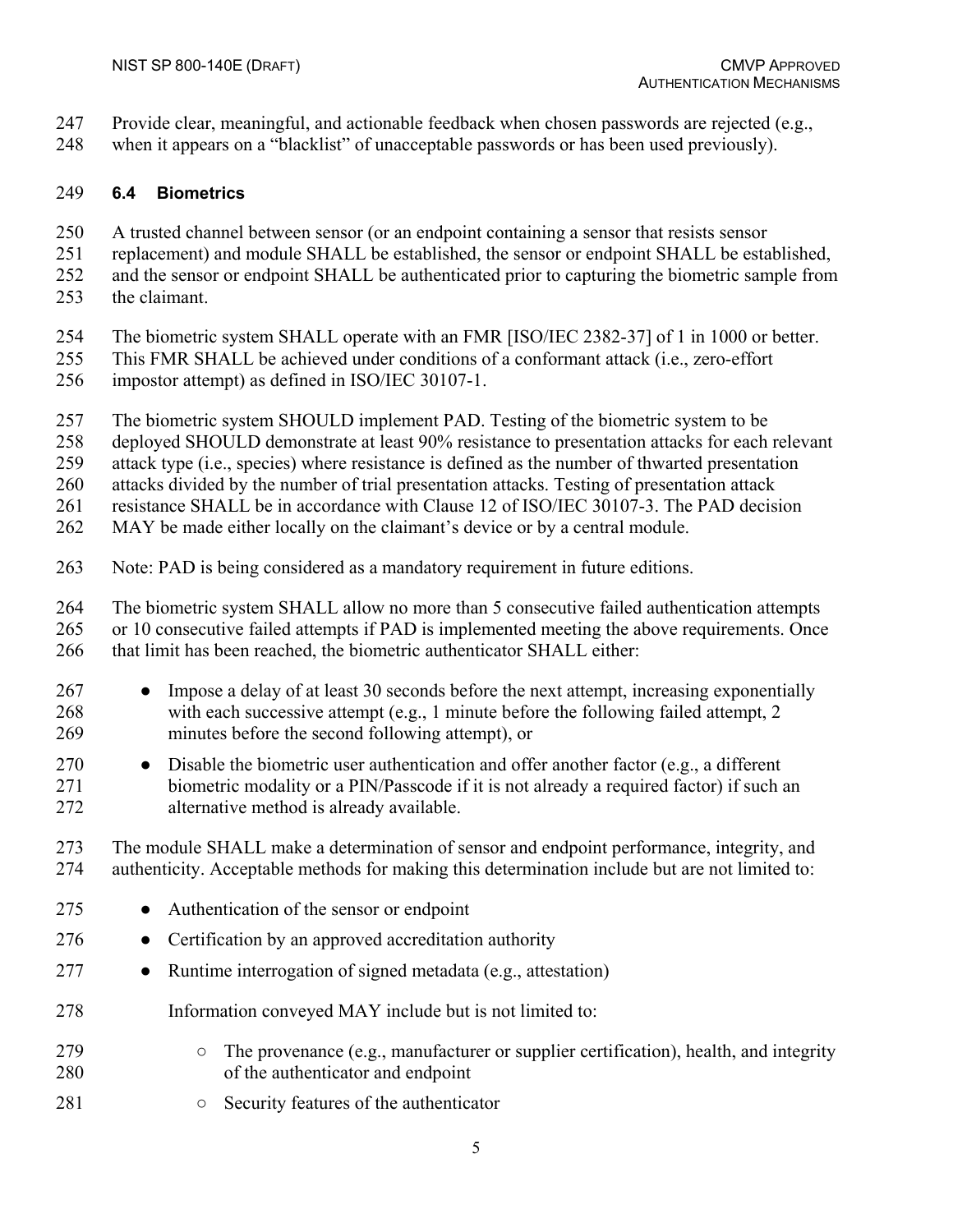Provide clear, meaningful, and actionable feedback when chosen passwords are rejected (e.g., when it appears on a “blacklist” of unacceptable passwords or has been used previously).

### 6.4 Biometrics

A trusted channel between sensor (or an endpoint containing a sensor that resists sensor replacement) and module SHALL be established, the sensor or endpoint SHALL be established, and the sensor or endpoint SHALL be authenticated prior to capturing the biometric sample from the claimant.

The biometric system SHALL operate with an FMR [ISO/IEC 2382-37] of 1 in 1000 or better. This FMR SHALL be achieved under conditions of a conformant attack (i.e., zero-effort impostor attempt) as defined in ISO/IEC 30107-1.

The biometric system SHOULD implement PAD. Testing of the biometric system to be deployed SHOULD demonstrate at least 90% resistance to presentation attacks for each relevant attack type (i.e., species) where resistance is defined as the number of thwarted presentation attacks divided by the number of trial presentation attacks. Testing of presentation attack resistance SHALL be in accordance with Clause 12 of ISO/IEC 30107-3. The PAD decision MAY be made either locally on the claimant’s device or by a central module.

Note: PAD is being considered as a mandatory requirement in future editions.

The biometric system SHALL allow no more than 5 consecutive failed authentication attempts or 10 consecutive failed attempts if PAD is implemented meeting the above requirements. Once that limit has been reached, the biometric authenticator SHALL either:

- Impose a delay of at least 30 seconds before the next attempt, increasing exponentially with each successive attempt (e.g., 1 minute before the following failed attempt, 2 minutes before the second following attempt), or
- Disable the biometric user authentication and offer another factor (e.g., a different biometric modality or a PIN/Passcode if it is not already a required factor) if such an alternative method is already available.

The module SHALL make a determination of sensor and endpoint performance, integrity, and authenticity. Acceptable methods for making this determination include but are not limited to:

- Authentication of the sensor or endpoint
- Certification by an approved accreditation authority
- Runtime interrogation of signed metadata (e.g., attestation)

  Information conveyed MAY include but is not limited to:

  - The provenance (e.g., manufacturer or supplier certification), health, and integrity of the authenticator and endpoint
  - Security features of the authenticator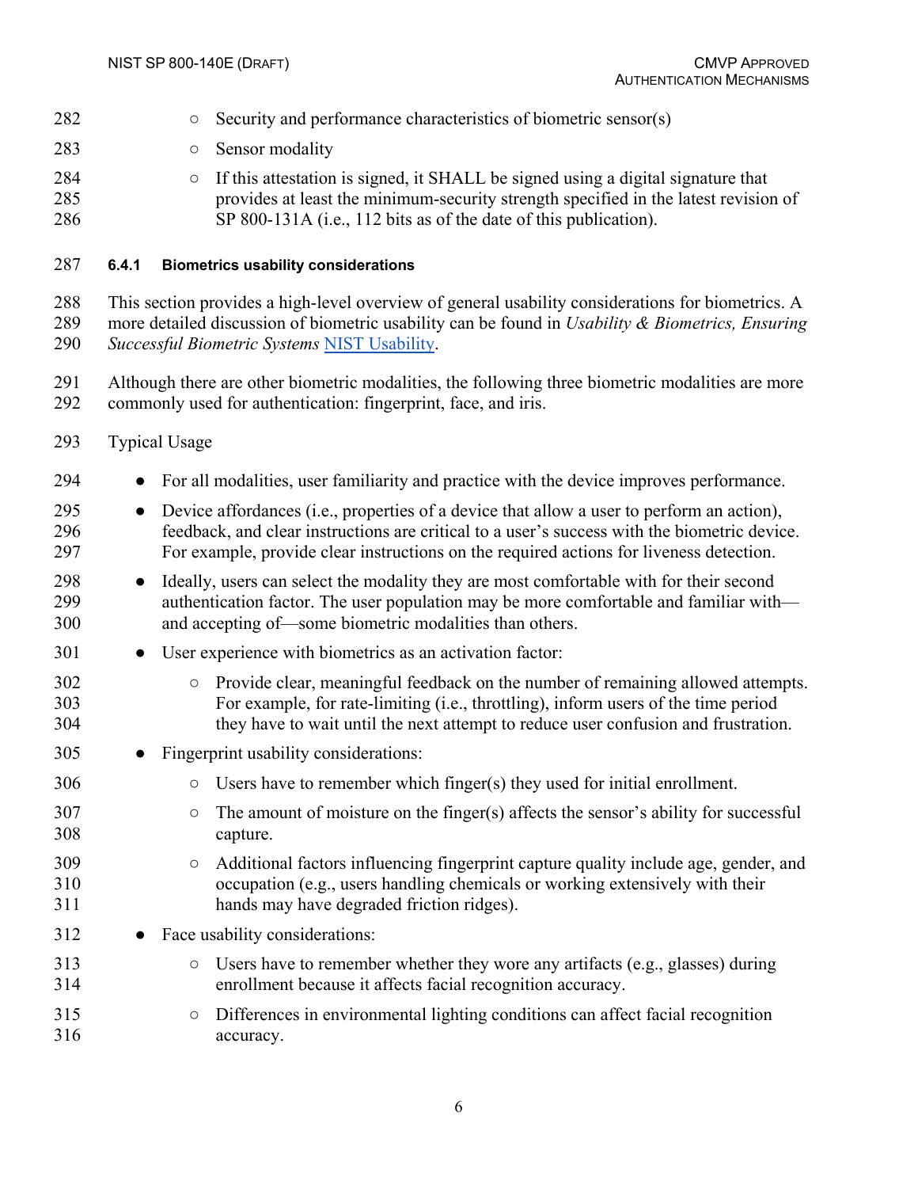- Security and performance characteristics of biometric sensor(s)
- Sensor modality
- If this attestation is signed, it SHALL be signed using a digital signature that provides at least the minimum-security strength specified in the latest revision of SP 800-131A (i.e., 112 bits as of the date of this publication).

### 6.4.1 Biometrics usability considerations

This section provides a high-level overview of general usability considerations for biometrics. A more detailed discussion of biometric usability can be found in *Usability & Biometrics, Ensuring Successful Biometric Systems* [NIST Usability](NIST Usability).

Although there are other biometric modalities, the following three biometric modalities are more commonly used for authentication: fingerprint, face, and iris.

Typical Usage

- For all modalities, user familiarity and practice with the device improves performance.
- Device affordances (i.e., properties of a device that allow a user to perform an action), feedback, and clear instructions are critical to a user's success with the biometric device. For example, provide clear instructions on the required actions for liveness detection.
- Ideally, users can select the modality they are most comfortable with for their second authentication factor. The user population may be more comfortable and familiar with—and accepting of—some biometric modalities than others.
- User experience with biometrics as an activation factor:
    - Provide clear, meaningful feedback on the number of remaining allowed attempts. For example, for rate-limiting (i.e., throttling), inform users of the time period they have to wait until the next attempt to reduce user confusion and frustration.
- Fingerprint usability considerations:
    - Users have to remember which finger(s) they used for initial enrollment.
    - The amount of moisture on the finger(s) affects the sensor's ability for successful capture.
    - Additional factors influencing fingerprint capture quality include age, gender, and occupation (e.g., users handling chemicals or working extensively with their hands may have degraded friction ridges).
- Face usability considerations:
    - Users have to remember whether they wore any artifacts (e.g., glasses) during enrollment because it affects facial recognition accuracy.
    - Differences in environmental lighting conditions can affect facial recognition accuracy.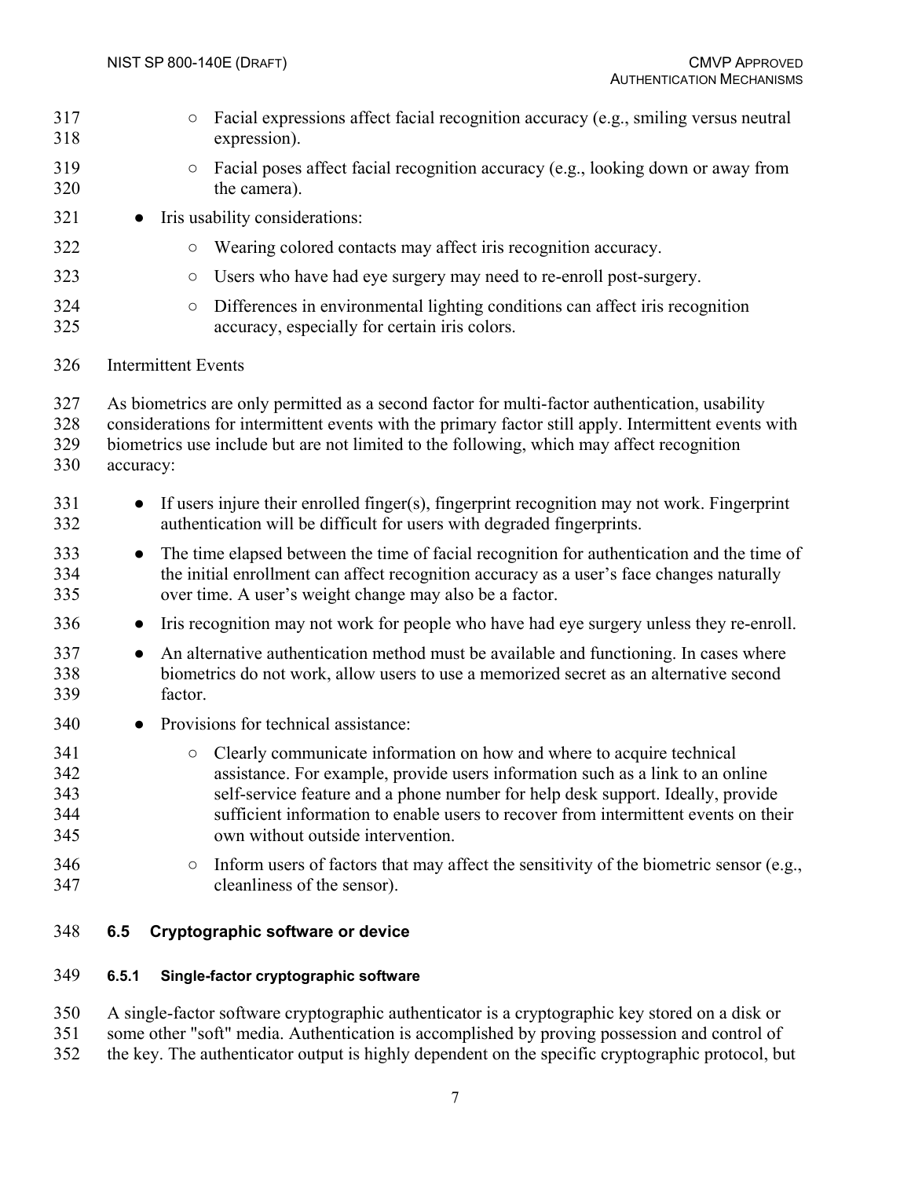- Facial expressions affect facial recognition accuracy (e.g., smiling versus neutral expression).
    - Facial poses affect facial recognition accuracy (e.g., looking down or away from the camera).
- Iris usability considerations:
    - Wearing colored contacts may affect iris recognition accuracy.
    - Users who have had eye surgery may need to re-enroll post-surgery.
    - Differences in environmental lighting conditions can affect iris recognition accuracy, especially for certain iris colors.

Intermittent Events

As biometrics are only permitted as a second factor for multi-factor authentication, usability considerations for intermittent events with the primary factor still apply. Intermittent events with biometrics use include but are not limited to the following, which may affect recognition accuracy:

- If users injure their enrolled finger(s), fingerprint recognition may not work. Fingerprint authentication will be difficult for users with degraded fingerprints.
- The time elapsed between the time of facial recognition for authentication and the time of the initial enrollment can affect recognition accuracy as a user's face changes naturally over time. A user's weight change may also be a factor.
- Iris recognition may not work for people who have had eye surgery unless they re-enroll.
- An alternative authentication method must be available and functioning. In cases where biometrics do not work, allow users to use a memorized secret as an alternative second factor.
- Provisions for technical assistance:
    - Clearly communicate information on how and where to acquire technical assistance. For example, provide users information such as a link to an online self-service feature and a phone number for help desk support. Ideally, provide sufficient information to enable users to recover from intermittent events on their own without outside intervention.
    - Inform users of factors that may affect the sensitivity of the biometric sensor (e.g., cleanliness of the sensor).

## 6.5 Cryptographic software or device

### 6.5.1 Single-factor cryptographic software

A single-factor software cryptographic authenticator is a cryptographic key stored on a disk or some other "soft" media. Authentication is accomplished by proving possession and control of the key. The authenticator output is highly dependent on the specific cryptographic protocol, but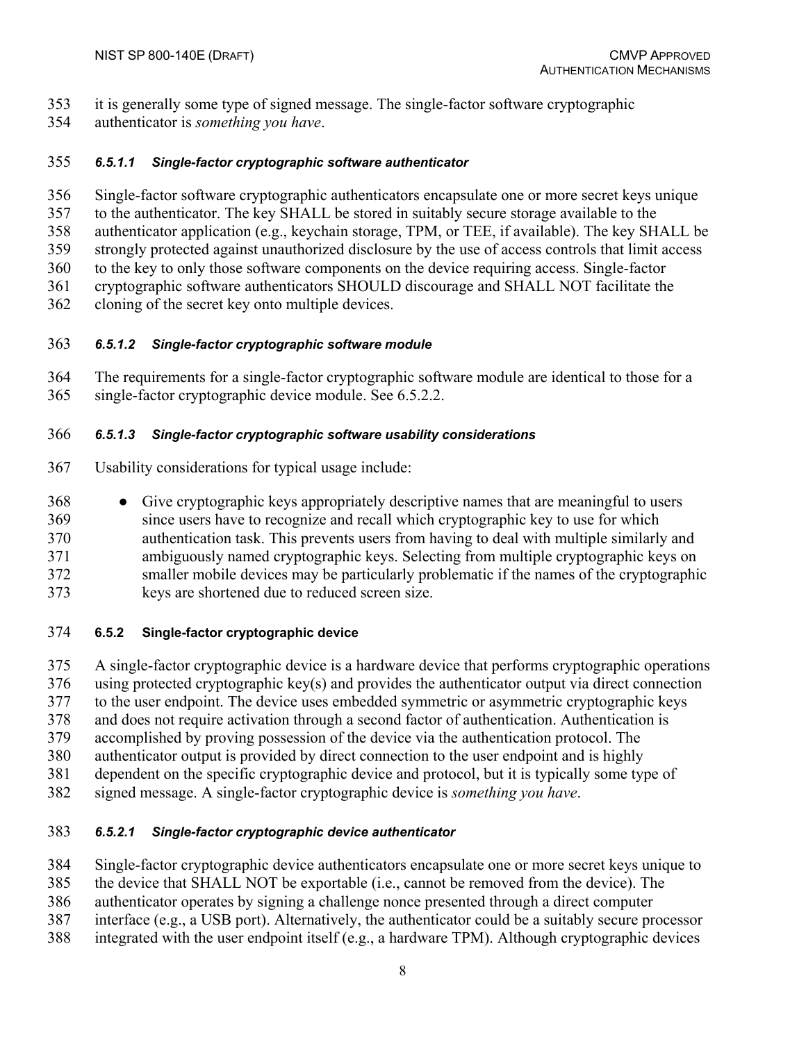it is generally some type of signed message. The single-factor software cryptographic authenticator is *something you have*.

#### *6.5.1.1 Single-factor cryptographic software authenticator*

Single-factor software cryptographic authenticators encapsulate one or more secret keys unique to the authenticator. The key SHALL be stored in suitably secure storage available to the authenticator application (e.g., keychain storage, TPM, or TEE, if available). The key SHALL be strongly protected against unauthorized disclosure by the use of access controls that limit access to the key to only those software components on the device requiring access. Single-factor cryptographic software authenticators SHOULD discourage and SHALL NOT facilitate the cloning of the secret key onto multiple devices.

#### *6.5.1.2 Single-factor cryptographic software module*

The requirements for a single-factor cryptographic software module are identical to those for a single-factor cryptographic device module. See 6.5.2.2.

#### *6.5.1.3 Single-factor cryptographic software usability considerations*

Usability considerations for typical usage include:

- Give cryptographic keys appropriately descriptive names that are meaningful to users since users have to recognize and recall which cryptographic key to use for which authentication task. This prevents users from having to deal with multiple similarly and ambiguously named cryptographic keys. Selecting from multiple cryptographic keys on smaller mobile devices may be particularly problematic if the names of the cryptographic keys are shortened due to reduced screen size.

### 6.5.2 Single-factor cryptographic device

A single-factor cryptographic device is a hardware device that performs cryptographic operations using protected cryptographic key(s) and provides the authenticator output via direct connection to the user endpoint. The device uses embedded symmetric or asymmetric cryptographic keys and does not require activation through a second factor of authentication. Authentication is accomplished by proving possession of the device via the authentication protocol. The authenticator output is provided by direct connection to the user endpoint and is highly dependent on the specific cryptographic device and protocol, but it is typically some type of signed message. A single-factor cryptographic device is *something you have*.

#### *6.5.2.1 Single-factor cryptographic device authenticator*

Single-factor cryptographic device authenticators encapsulate one or more secret keys unique to the device that SHALL NOT be exportable (i.e., cannot be removed from the device). The authenticator operates by signing a challenge nonce presented through a direct computer interface (e.g., a USB port). Alternatively, the authenticator could be a suitably secure processor integrated with the user endpoint itself (e.g., a hardware TPM). Although cryptographic devices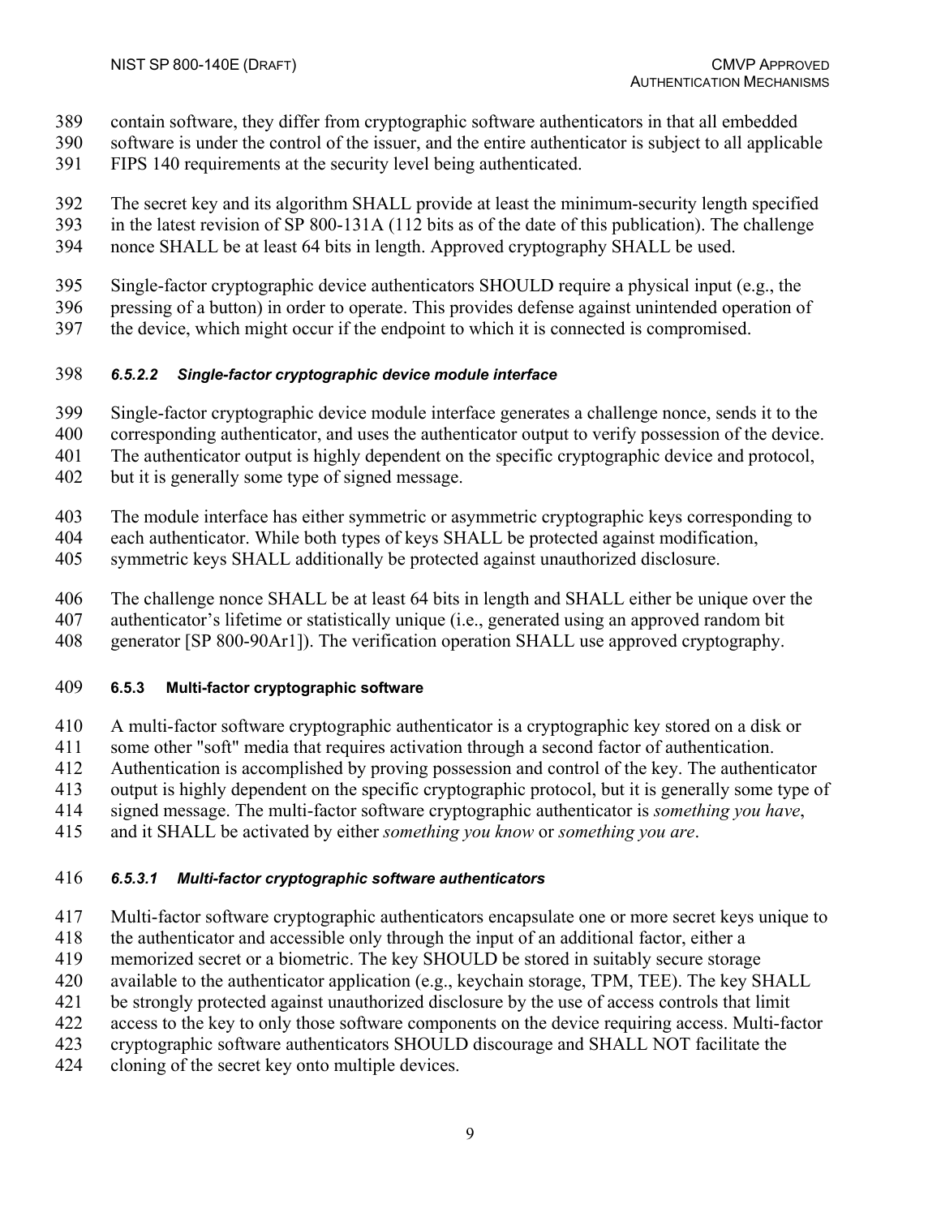contain software, they differ from cryptographic software authenticators in that all embedded software is under the control of the issuer, and the entire authenticator is subject to all applicable FIPS 140 requirements at the security level being authenticated.

The secret key and its algorithm SHALL provide at least the minimum-security length specified in the latest revision of SP 800-131A (112 bits as of the date of this publication). The challenge nonce SHALL be at least 64 bits in length. Approved cryptography SHALL be used.

Single-factor cryptographic device authenticators SHOULD require a physical input (e.g., the pressing of a button) in order to operate. This provides defense against unintended operation of the device, which might occur if the endpoint to which it is connected is compromised.

#### *6.5.2.2 Single-factor cryptographic device module interface*

Single-factor cryptographic device module interface generates a challenge nonce, sends it to the corresponding authenticator, and uses the authenticator output to verify possession of the device. The authenticator output is highly dependent on the specific cryptographic device and protocol, but it is generally some type of signed message.

The module interface has either symmetric or asymmetric cryptographic keys corresponding to each authenticator. While both types of keys SHALL be protected against modification, symmetric keys SHALL additionally be protected against unauthorized disclosure.

The challenge nonce SHALL be at least 64 bits in length and SHALL either be unique over the authenticator's lifetime or statistically unique (i.e., generated using an approved random bit generator [SP 800-90Ar1]). The verification operation SHALL use approved cryptography.

### 6.5.3 Multi-factor cryptographic software

A multi-factor software cryptographic authenticator is a cryptographic key stored on a disk or some other "soft" media that requires activation through a second factor of authentication. Authentication is accomplished by proving possession and control of the key. The authenticator output is highly dependent on the specific cryptographic protocol, but it is generally some type of signed message. The multi-factor software cryptographic authenticator is *something you have*, and it SHALL be activated by either *something you know* or *something you are*.

#### *6.5.3.1 Multi-factor cryptographic software authenticators*

Multi-factor software cryptographic authenticators encapsulate one or more secret keys unique to the authenticator and accessible only through the input of an additional factor, either a memorized secret or a biometric. The key SHOULD be stored in suitably secure storage available to the authenticator application (e.g., keychain storage, TPM, TEE). The key SHALL be strongly protected against unauthorized disclosure by the use of access controls that limit access to the key to only those software components on the device requiring access. Multi-factor cryptographic software authenticators SHOULD discourage and SHALL NOT facilitate the cloning of the secret key onto multiple devices.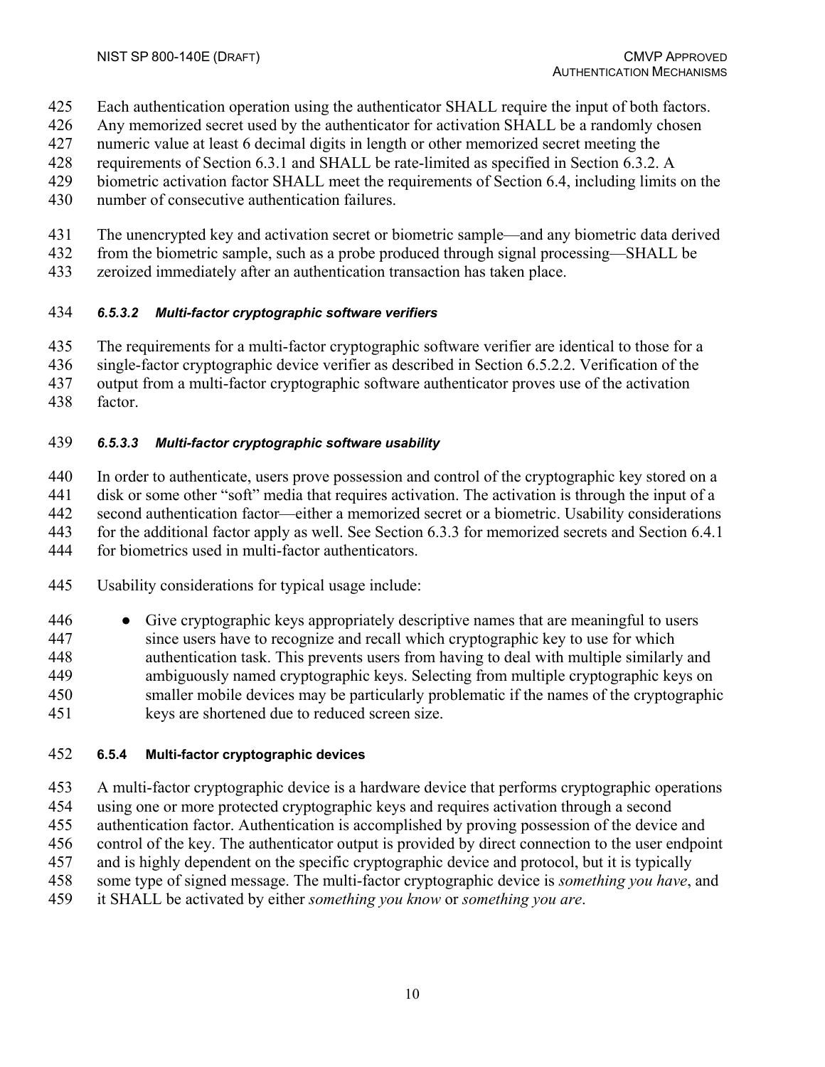Each authentication operation using the authenticator SHALL require the input of both factors. Any memorized secret used by the authenticator for activation SHALL be a randomly chosen numeric value at least 6 decimal digits in length or other memorized secret meeting the requirements of Section 6.3.1 and SHALL be rate-limited as specified in Section 6.3.2. A biometric activation factor SHALL meet the requirements of Section 6.4, including limits on the number of consecutive authentication failures.

The unencrypted key and activation secret or biometric sample—and any biometric data derived from the biometric sample, such as a probe produced through signal processing—SHALL be zeroized immediately after an authentication transaction has taken place.

##### 6.5.3.2 Multi-factor cryptographic software verifiers

The requirements for a multi-factor cryptographic software verifier are identical to those for a single-factor cryptographic device verifier as described in Section 6.5.2.2. Verification of the output from a multi-factor cryptographic software authenticator proves use of the activation factor.

##### 6.5.3.3 Multi-factor cryptographic software usability

In order to authenticate, users prove possession and control of the cryptographic key stored on a disk or some other "soft" media that requires activation. The activation is through the input of a second authentication factor—either a memorized secret or a biometric. Usability considerations for the additional factor apply as well. See Section 6.3.3 for memorized secrets and Section 6.4.1 for biometrics used in multi-factor authenticators.

Usability considerations for typical usage include:

- Give cryptographic keys appropriately descriptive names that are meaningful to users since users have to recognize and recall which cryptographic key to use for which authentication task. This prevents users from having to deal with multiple similarly and ambiguously named cryptographic keys. Selecting from multiple cryptographic keys on smaller mobile devices may be particularly problematic if the names of the cryptographic keys are shortened due to reduced screen size.

#### 6.5.4 Multi-factor cryptographic devices

A multi-factor cryptographic device is a hardware device that performs cryptographic operations using one or more protected cryptographic keys and requires activation through a second authentication factor. Authentication is accomplished by proving possession of the device and control of the key. The authenticator output is provided by direct connection to the user endpoint and is highly dependent on the specific cryptographic device and protocol, but it is typically some type of signed message. The multi-factor cryptographic device is *something you have*, and it SHALL be activated by either *something you know* or *something you are*.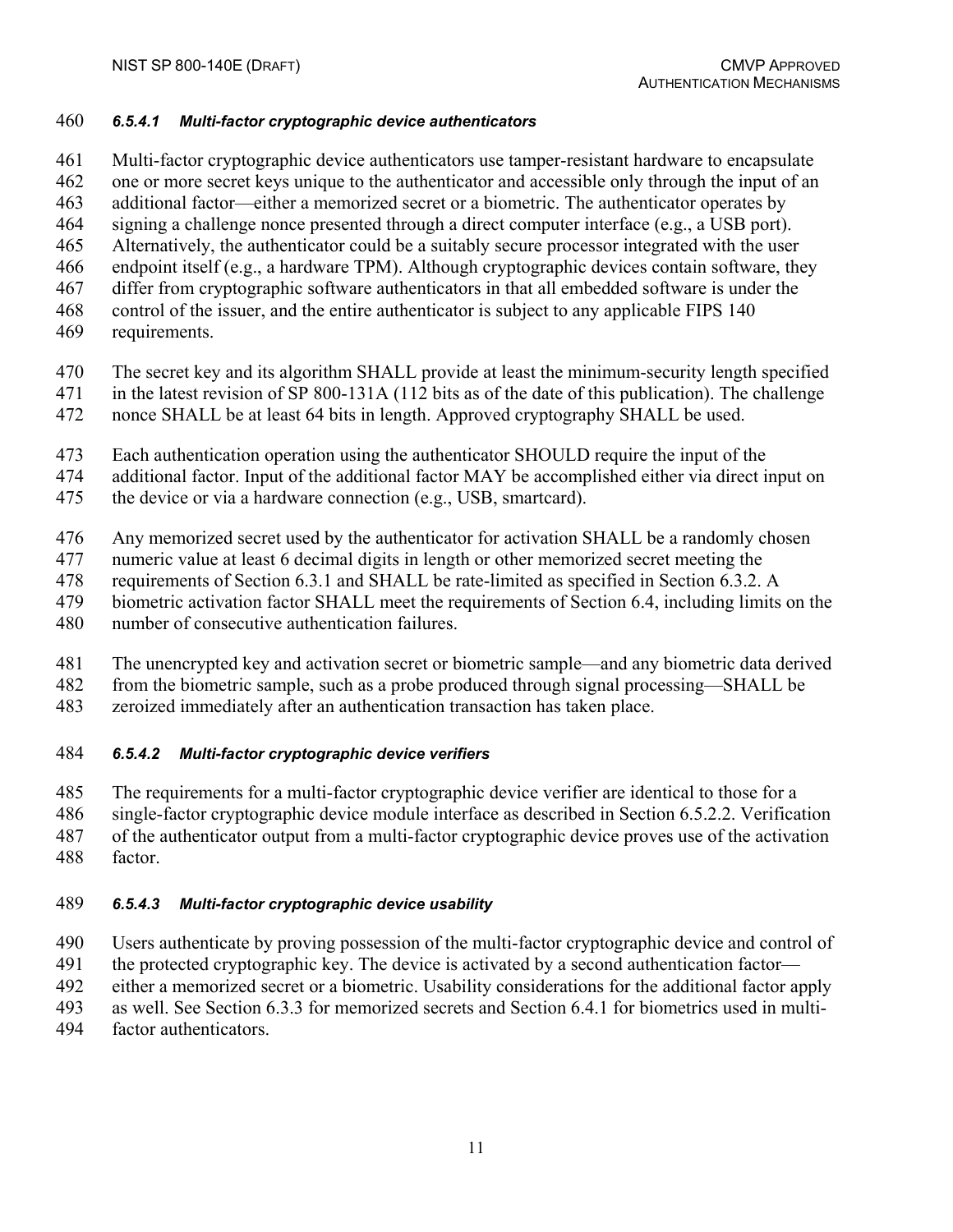#### 6.5.4.1 Multi-factor cryptographic device authenticators

Multi-factor cryptographic device authenticators use tamper-resistant hardware to encapsulate one or more secret keys unique to the authenticator and accessible only through the input of an additional factor—either a memorized secret or a biometric. The authenticator operates by signing a challenge nonce presented through a direct computer interface (e.g., a USB port). Alternatively, the authenticator could be a suitably secure processor integrated with the user endpoint itself (e.g., a hardware TPM). Although cryptographic devices contain software, they differ from cryptographic software authenticators in that all embedded software is under the control of the issuer, and the entire authenticator is subject to any applicable FIPS 140 requirements.

The secret key and its algorithm SHALL provide at least the minimum-security length specified in the latest revision of SP 800-131A (112 bits as of the date of this publication). The challenge nonce SHALL be at least 64 bits in length. Approved cryptography SHALL be used.

Each authentication operation using the authenticator SHOULD require the input of the additional factor. Input of the additional factor MAY be accomplished either via direct input on the device or via a hardware connection (e.g., USB, smartcard).

Any memorized secret used by the authenticator for activation SHALL be a randomly chosen numeric value at least 6 decimal digits in length or other memorized secret meeting the requirements of Section 6.3.1 and SHALL be rate-limited as specified in Section 6.3.2. A biometric activation factor SHALL meet the requirements of Section 6.4, including limits on the number of consecutive authentication failures.

The unencrypted key and activation secret or biometric sample—and any biometric data derived from the biometric sample, such as a probe produced through signal processing—SHALL be zeroized immediately after an authentication transaction has taken place.

#### 6.5.4.2 Multi-factor cryptographic device verifiers

The requirements for a multi-factor cryptographic device verifier are identical to those for a single-factor cryptographic device module interface as described in Section 6.5.2.2. Verification of the authenticator output from a multi-factor cryptographic device proves use of the activation factor.

#### 6.5.4.3 Multi-factor cryptographic device usability

Users authenticate by proving possession of the multi-factor cryptographic device and control of the protected cryptographic key. The device is activated by a second authentication factor—either a memorized secret or a biometric. Usability considerations for the additional factor apply as well. See Section 6.3.3 for memorized secrets and Section 6.4.1 for biometrics used in multi-factor authenticators.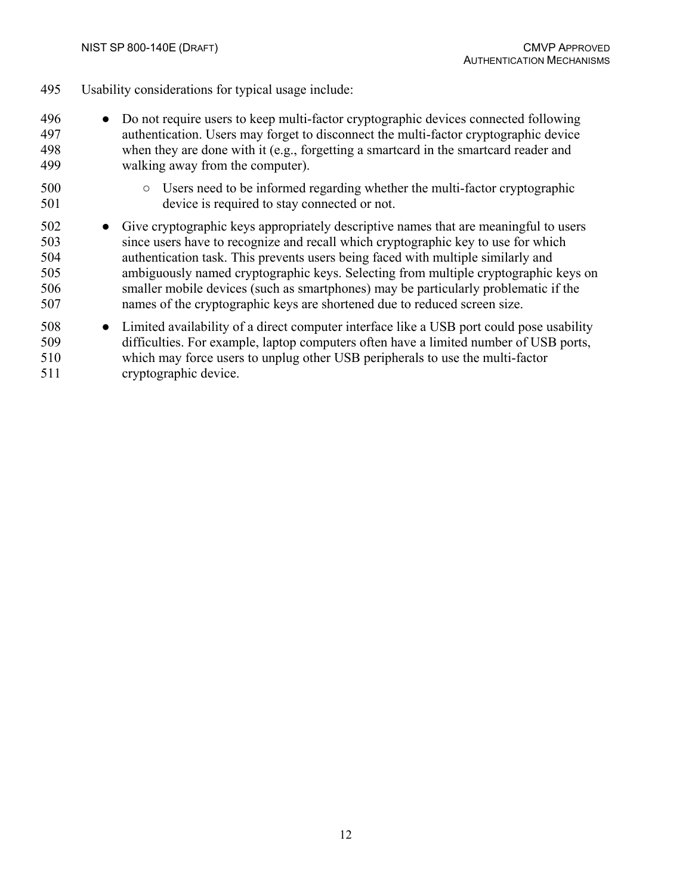Usability considerations for typical usage include:

- Do not require users to keep multi-factor cryptographic devices connected following authentication. Users may forget to disconnect the multi-factor cryptographic device when they are done with it (e.g., forgetting a smartcard in the smartcard reader and walking away from the computer).
    - Users need to be informed regarding whether the multi-factor cryptographic device is required to stay connected or not.
- Give cryptographic keys appropriately descriptive names that are meaningful to users since users have to recognize and recall which cryptographic key to use for which authentication task. This prevents users being faced with multiple similarly and ambiguously named cryptographic keys. Selecting from multiple cryptographic keys on smaller mobile devices (such as smartphones) may be particularly problematic if the names of the cryptographic keys are shortened due to reduced screen size.
- Limited availability of a direct computer interface like a USB port could pose usability difficulties. For example, laptop computers often have a limited number of USB ports, which may force users to unplug other USB peripherals to use the multi-factor cryptographic device.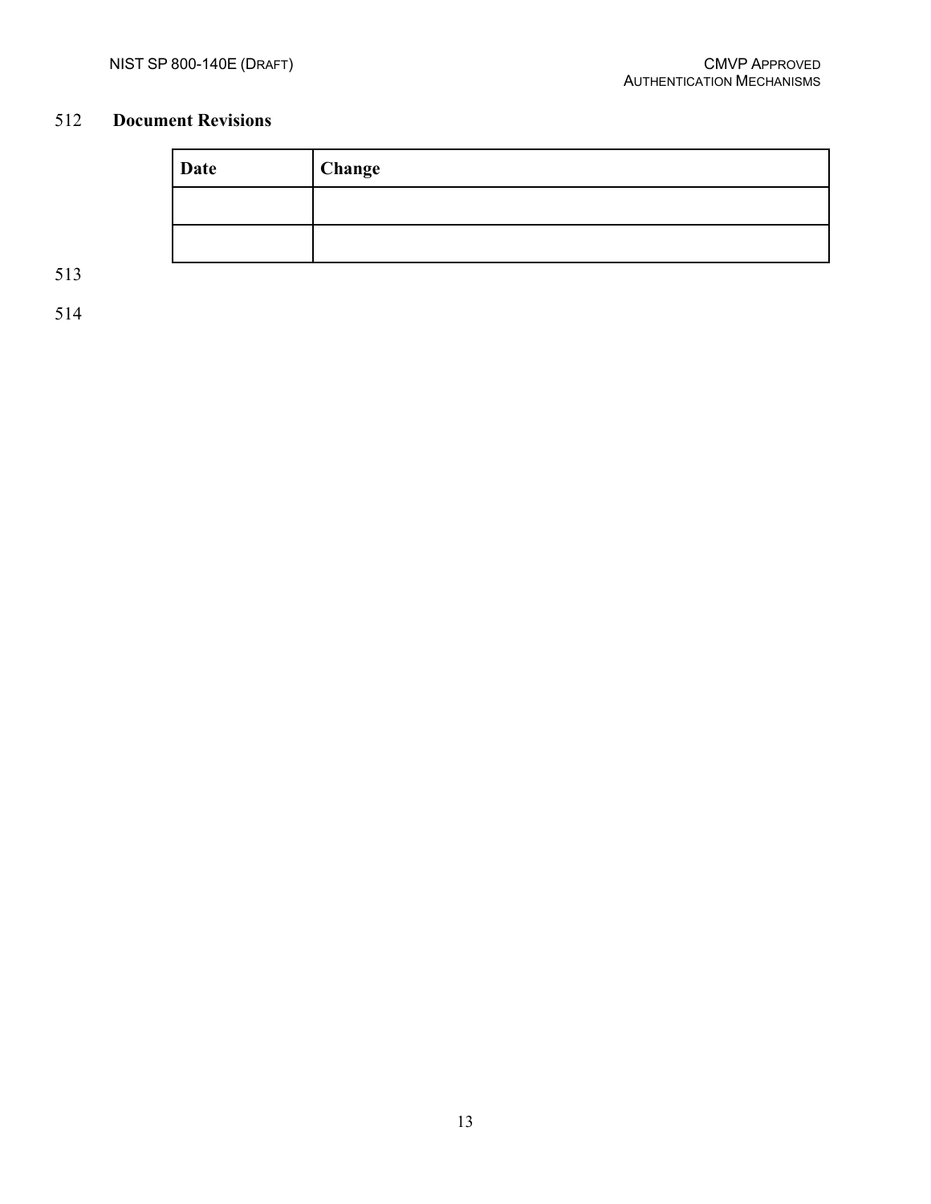## Document Revisions

| Date | Change |
|---|---|
| | |
| | |